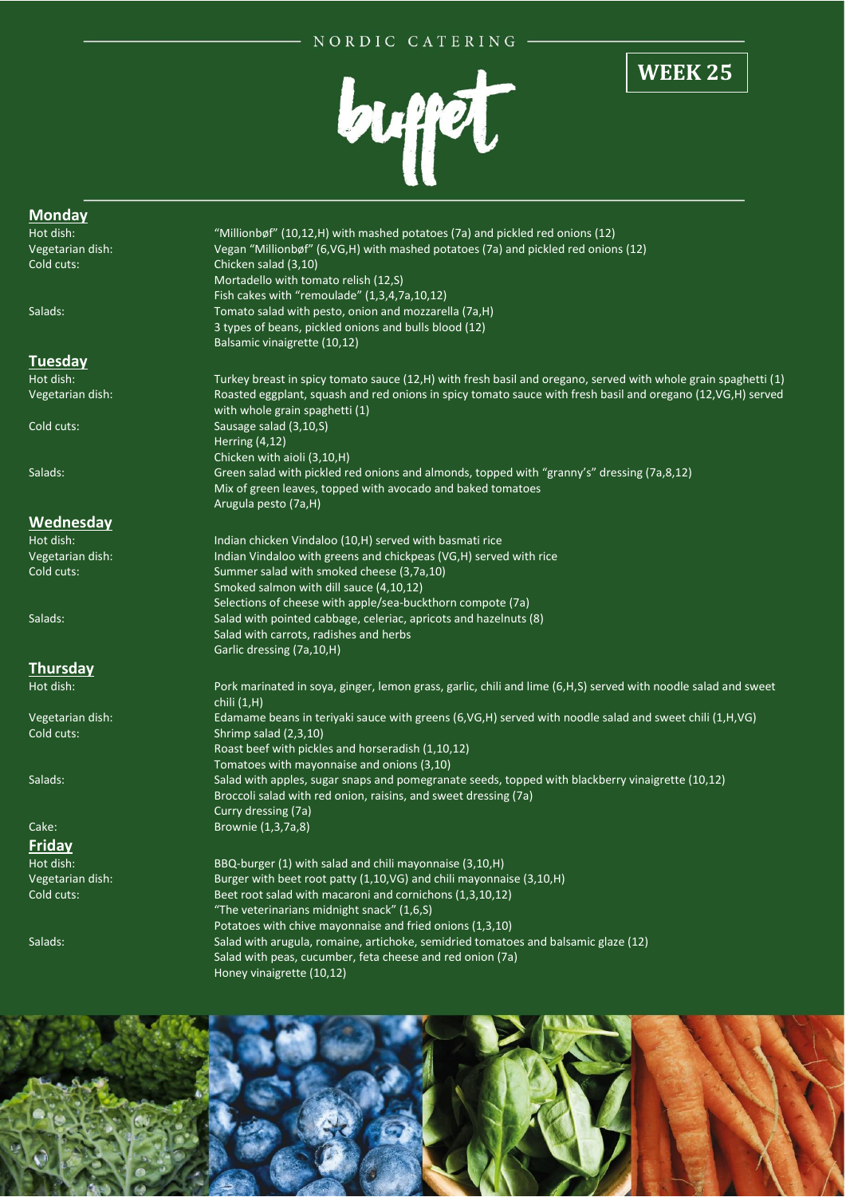NORDIC CATERING

# buffet

**WEEK 25**

## Monday

| | |
|---|---|
| Hot dish: | "Millionbøf" (10,12,H) with mashed potatoes (7a) and pickled red onions (12) |
| Vegetarian dish: | Vegan "Millionbøf" (6,VG,H) with mashed potatoes (7a) and pickled red onions (12) |
| Cold cuts: | Chicken salad (3,10) |
| | Mortadello with tomato relish (12,S) |
| | Fish cakes with "remoulade" (1,3,4,7a,10,12) |
| Salads: | Tomato salad with pesto, onion and mozzarella (7a,H) |
| | 3 types of beans, pickled onions and bulls blood (12) |
| | Balsamic vinaigrette (10,12) |

## Tuesday

| | |
|---|---|
| Hot dish: | Turkey breast in spicy tomato sauce (12,H) with fresh basil and oregano, served with whole grain spaghetti (1) |
| Vegetarian dish: | Roasted eggplant, squash and red onions in spicy tomato sauce with fresh basil and oregano (12,VG,H) served with whole grain spaghetti (1) |
| Cold cuts: | Sausage salad (3,10,S) |
| | Herring (4,12) |
| | Chicken with aioli (3,10,H) |
| Salads: | Green salad with pickled red onions and almonds, topped with "granny's" dressing (7a,8,12) |
| | Mix of green leaves, topped with avocado and baked tomatoes |
| | Arugula pesto (7a,H) |

## Wednesday

| | |
|---|---|
| Hot dish: | Indian chicken Vindaloo (10,H) served with basmati rice |
| Vegetarian dish: | Indian Vindaloo with greens and chickpeas (VG,H) served with rice |
| Cold cuts: | Summer salad with smoked cheese (3,7a,10) |
| | Smoked salmon with dill sauce (4,10,12) |
| | Selections of cheese with apple/sea-buckthorn compote (7a) |
| Salads: | Salad with pointed cabbage, celeriac, apricots and hazelnuts (8) |
| | Salad with carrots, radishes and herbs |
| | Garlic dressing (7a,10,H) |

## Thursday

| | |
|---|---|
| Hot dish: | Pork marinated in soya, ginger, lemon grass, garlic, chili and lime (6,H,S) served with noodle salad and sweet chili (1,H) |
| Vegetarian dish: | Edamame beans in teriyaki sauce with greens (6,VG,H) served with noodle salad and sweet chili (1,H,VG) |
| Cold cuts: | Shrimp salad (2,3,10) |
| | Roast beef with pickles and horseradish (1,10,12) |
| | Tomatoes with mayonnaise and onions (3,10) |
| Salads: | Salad with apples, sugar snaps and pomegranate seeds, topped with blackberry vinaigrette (10,12) |
| | Broccoli salad with red onion, raisins, and sweet dressing (7a) |
| | Curry dressing (7a) |
| Cake: | Brownie (1,3,7a,8) |

## Friday

| | |
|---|---|
| Hot dish: | BBQ-burger (1) with salad and chili mayonnaise (3,10,H) |
| Vegetarian dish: | Burger with beet root patty (1,10,VG) and chili mayonnaise (3,10,H) |
| Cold cuts: | Beet root salad with macaroni and cornichons (1,3,10,12) |
| | "The veterinarians midnight snack" (1,6,S) |
| | Potatoes with chive mayonnaise and fried onions (1,3,10) |
| Salads: | Salad with arugula, romaine, artichoke, semidried tomatoes and balsamic glaze (12) |
| | Salad with peas, cucumber, feta cheese and red onion (7a) |
| | Honey vinaigrette (10,12) |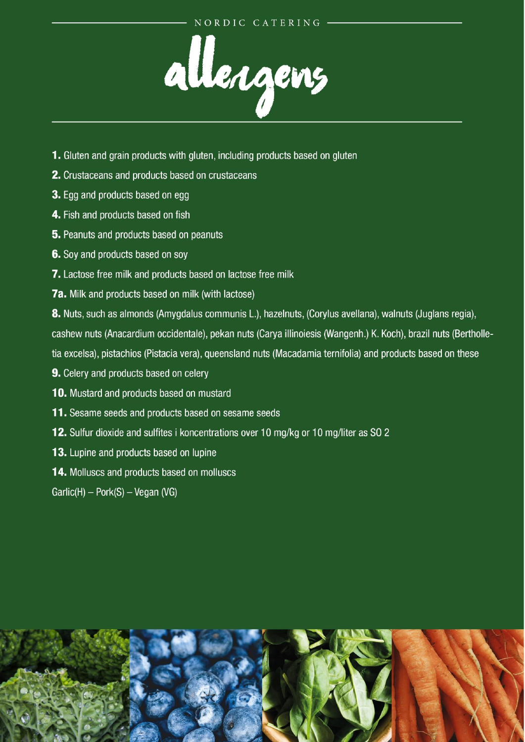NORDIC CATERING

# allergens

**1.** Gluten and grain products with gluten, including products based on gluten

**2.** Crustaceans and products based on crustaceans

**3.** Egg and products based on egg

**4.** Fish and products based on fish

**5.** Peanuts and products based on peanuts

**6.** Soy and products based on soy

**7.** Lactose free milk and products based on lactose free milk

**7a.** Milk and products based on milk (with lactose)

**8.** Nuts, such as almonds (Amygdalus communis L.), hazelnuts, (Corylus avellana), walnuts (Juglans regia), cashew nuts (Anacardium occidentale), pekan nuts (Carya illinoiesis (Wangenh.) K. Koch), brazil nuts (Bertholletia excelsa), pistachios (Pistacia vera), queensland nuts (Macadamia ternifolia) and products based on these

**9.** Celery and products based on celery

**10.** Mustard and products based on mustard

**11.** Sesame seeds and products based on sesame seeds

**12.** Sulfur dioxide and sulfites i koncentrations over 10 mg/kg or 10 mg/liter as SO 2

**13.** Lupine and products based on lupine

**14.** Molluscs and products based on molluscs

Garlic(H) – Pork(S) – Vegan (VG)